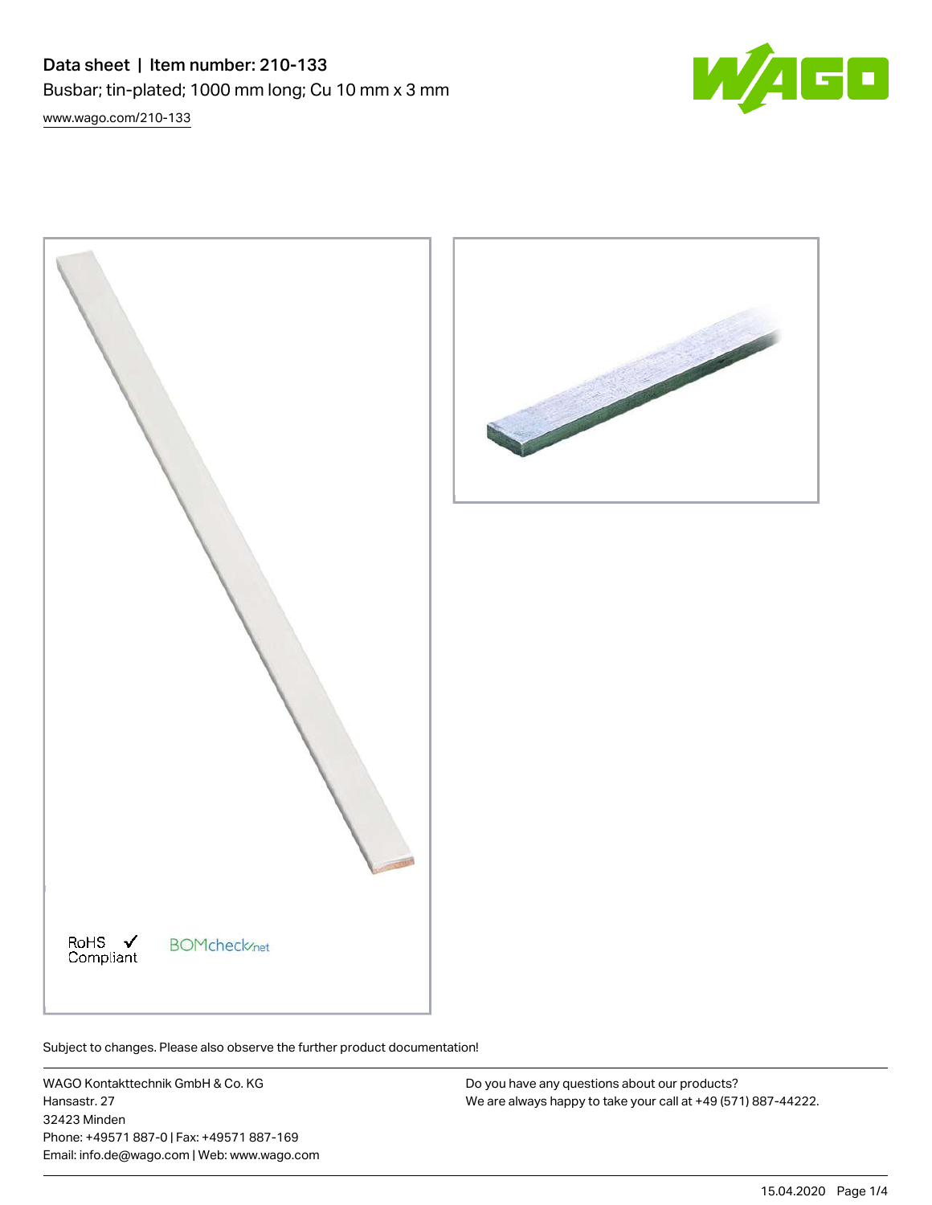# Data sheet | Item number: 210-133

Busbar; tin-plated; 1000 mm long; Cu 10 mm x 3 mm

www.wago.com/210-133

RoHS ✓ Compliant

BOMcheck.net

Subject to changes. Please also observe the further product documentation!

WAGO Kontakttechnik GmbH & Co. KG
Hansastr. 27
32423 Minden
Phone: +49571 887-0 | Fax: +49571 887-169
Email: info.de@wago.com | Web: www.wago.com

Do you have any questions about our products?
We are always happy to take your call at +49 (571) 887-44222.

15.04.2020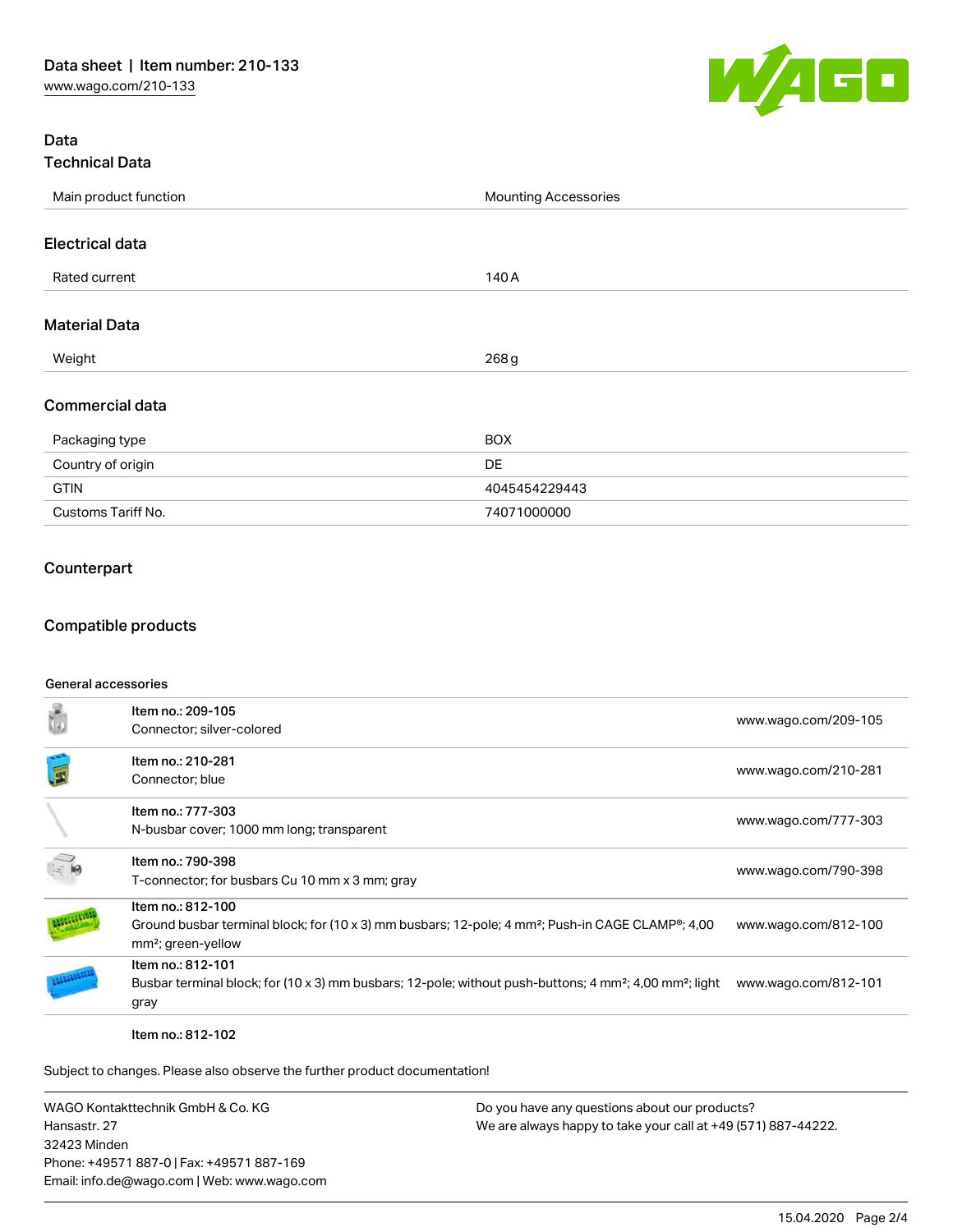## Data

### Technical Data

| Main product function | Mounting Accessories |
| --- | --- |

### Electrical data

| Rated current | 140 A |
| --- | --- |

### Material Data

| Weight | 268 g |
| --- | --- |

### Commercial data

| Packaging type | BOX |
| --- | --- |
| Country of origin | DE |
| GTIN | 4045454229443 |
| Customs Tariff No. | 74071000000 |

## Counterpart

## Compatible products

General accessories

| Item | Link |
| --- | --- |
| Item no.: 209-105<br>Connector; silver-colored | www.wago.com/209-105 |
| Item no.: 210-281<br>Connector; blue | www.wago.com/210-281 |
| Item no.: 777-303<br>N-busbar cover; 1000 mm long; transparent | www.wago.com/777-303 |
| Item no.: 790-398<br>T-connector; for busbars Cu 10 mm x 3 mm; gray | www.wago.com/790-398 |
| Item no.: 812-100<br>Ground busbar terminal block; for (10 x 3) mm busbars; 12-pole; 4 mm²; Push-in CAGE CLAMP®; 4,00 mm²; green-yellow | www.wago.com/812-100 |
| Item no.: 812-101<br>Busbar terminal block; for (10 x 3) mm busbars; 12-pole; without push-buttons; 4 mm²; 4,00 mm²; light gray | www.wago.com/812-101 |
| Item no.: 812-102 | |

Subject to changes. Please also observe the further product documentation!

WAGO Kontakttechnik GmbH & Co. KG
Hansastr. 27
32423 Minden
Phone: +49571 887-0 | Fax: +49571 887-169
Email: info.de@wago.com | Web: www.wago.com

Do you have any questions about our products?
We are always happy to take your call at +49 (571) 887-44222.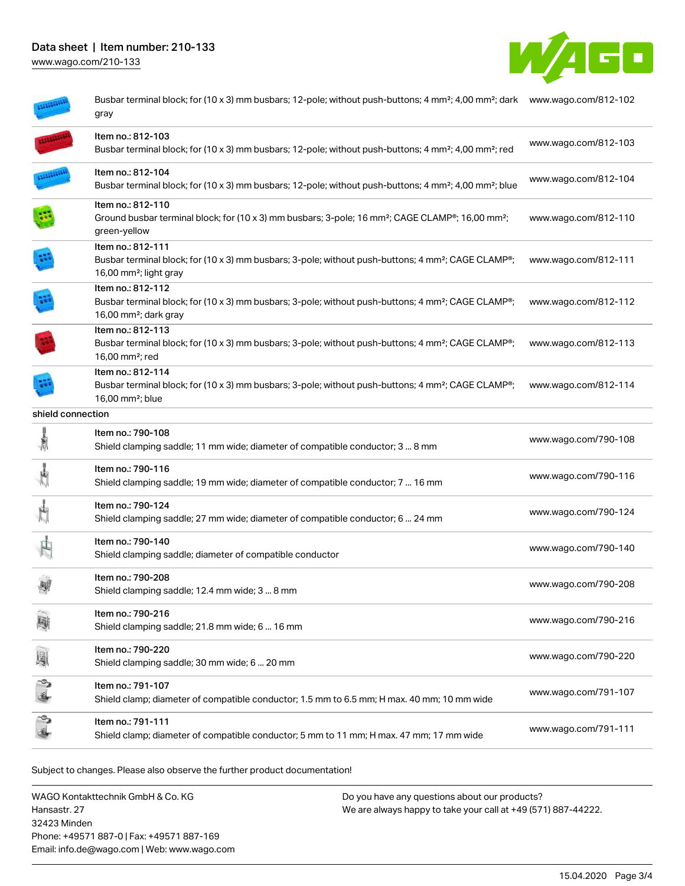| | | |
|---|---|---|
| | Busbar terminal block; for (10 x 3) mm busbars; 12-pole; without push-buttons; 4 mm²; 4,00 mm²; dark gray | www.wago.com/812-102 |
| | Item no.: 812-103<br>Busbar terminal block; for (10 x 3) mm busbars; 12-pole; without push-buttons; 4 mm²; 4,00 mm²; red | www.wago.com/812-103 |
| | Item no.: 812-104<br>Busbar terminal block; for (10 x 3) mm busbars; 12-pole; without push-buttons; 4 mm²; 4,00 mm²; blue | www.wago.com/812-104 |
| | Item no.: 812-110<br>Ground busbar terminal block; for (10 x 3) mm busbars; 3-pole; 16 mm²; CAGE CLAMP®; 16,00 mm²; green-yellow | www.wago.com/812-110 |
| | Item no.: 812-111<br>Busbar terminal block; for (10 x 3) mm busbars; 3-pole; without push-buttons; 4 mm²; CAGE CLAMP®; 16,00 mm²; light gray | www.wago.com/812-111 |
| | Item no.: 812-112<br>Busbar terminal block; for (10 x 3) mm busbars; 3-pole; without push-buttons; 4 mm²; CAGE CLAMP®; 16,00 mm²; dark gray | www.wago.com/812-112 |
| | Item no.: 812-113<br>Busbar terminal block; for (10 x 3) mm busbars; 3-pole; without push-buttons; 4 mm²; CAGE CLAMP®; 16,00 mm²; red | www.wago.com/812-113 |
| | Item no.: 812-114<br>Busbar terminal block; for (10 x 3) mm busbars; 3-pole; without push-buttons; 4 mm²; CAGE CLAMP®; 16,00 mm²; blue | www.wago.com/812-114 |

shield connection

| | | |
|---|---|---|
| | Item no.: 790-108<br>Shield clamping saddle; 11 mm wide; diameter of compatible conductor; 3 ... 8 mm | www.wago.com/790-108 |
| | Item no.: 790-116<br>Shield clamping saddle; 19 mm wide; diameter of compatible conductor; 7 ... 16 mm | www.wago.com/790-116 |
| | Item no.: 790-124<br>Shield clamping saddle; 27 mm wide; diameter of compatible conductor; 6 ... 24 mm | www.wago.com/790-124 |
| | Item no.: 790-140<br>Shield clamping saddle; diameter of compatible conductor | www.wago.com/790-140 |
| | Item no.: 790-208<br>Shield clamping saddle; 12.4 mm wide; 3 ... 8 mm | www.wago.com/790-208 |
| | Item no.: 790-216<br>Shield clamping saddle; 21.8 mm wide; 6 ... 16 mm | www.wago.com/790-216 |
| | Item no.: 790-220<br>Shield clamping saddle; 30 mm wide; 6 ... 20 mm | www.wago.com/790-220 |
| | Item no.: 791-107<br>Shield clamp; diameter of compatible conductor; 1.5 mm to 6.5 mm; H max. 40 mm; 10 mm wide | www.wago.com/791-107 |
| | Item no.: 791-111<br>Shield clamp; diameter of compatible conductor; 5 mm to 11 mm; H max. 47 mm; 17 mm wide | www.wago.com/791-111 |

Subject to changes. Please also observe the further product documentation!

WAGO Kontakttechnik GmbH & Co. KG
Hansastr. 27
32423 Minden
Phone: +49571 887-0 | Fax: +49571 887-169
Email: info.de@wago.com | Web: www.wago.com

Do you have any questions about our products?
We are always happy to take your call at +49 (571) 887-44222.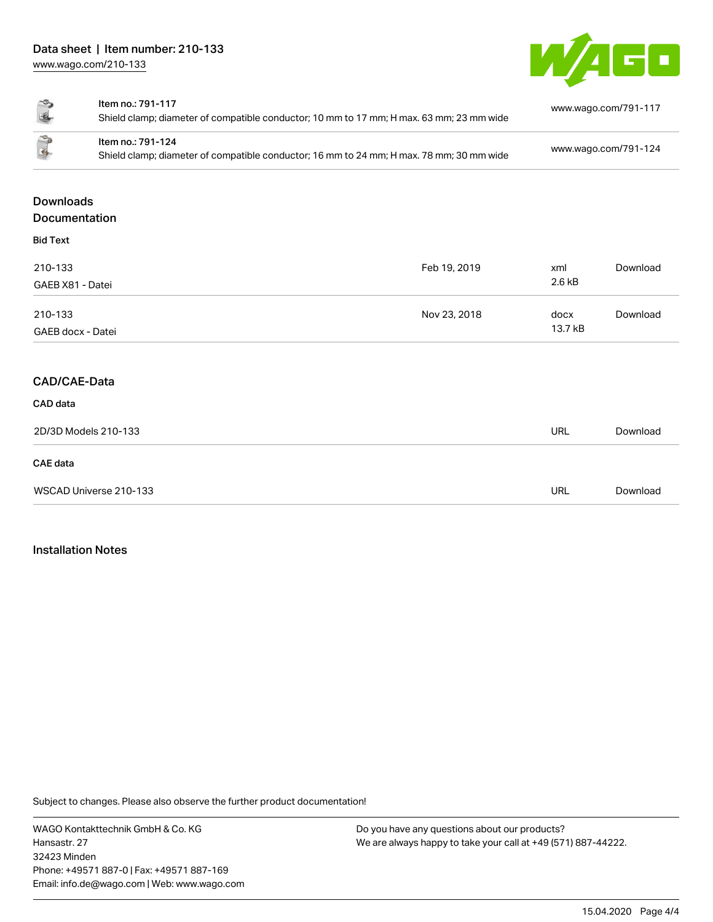| | | |
|---|---|---|
| | Item no.: 791-117<br>Shield clamp; diameter of compatible conductor; 10 mm to 17 mm; H max. 63 mm; 23 mm wide | www.wago.com/791-117 |
| | Item no.: 791-124<br>Shield clamp; diameter of compatible conductor; 16 mm to 24 mm; H max. 78 mm; 30 mm wide | www.wago.com/791-124 |

## Downloads
## Documentation

### Bid Text

| | | | |
|---|---|---|---|
| 210-133<br>GAEB X81 - Datei | Feb 19, 2019 | xml<br>2.6 kB | Download |
| 210-133<br>GAEB docx - Datei | Nov 23, 2018 | docx<br>13.7 kB | Download |

## CAD/CAE-Data

### CAD data

| | | |
|---|---|---|
| 2D/3D Models 210-133 | URL | Download |

### CAE data

| | | |
|---|---|---|
| WSCAD Universe 210-133 | URL | Download |

## Installation Notes

Subject to changes. Please also observe the further product documentation!

WAGO Kontakttechnik GmbH & Co. KG
Hansastr. 27
32423 Minden
Phone: +49571 887-0 | Fax: +49571 887-169
Email: info.de@wago.com | Web: www.wago.com

Do you have any questions about our products?
We are always happy to take your call at +49 (571) 887-44222.